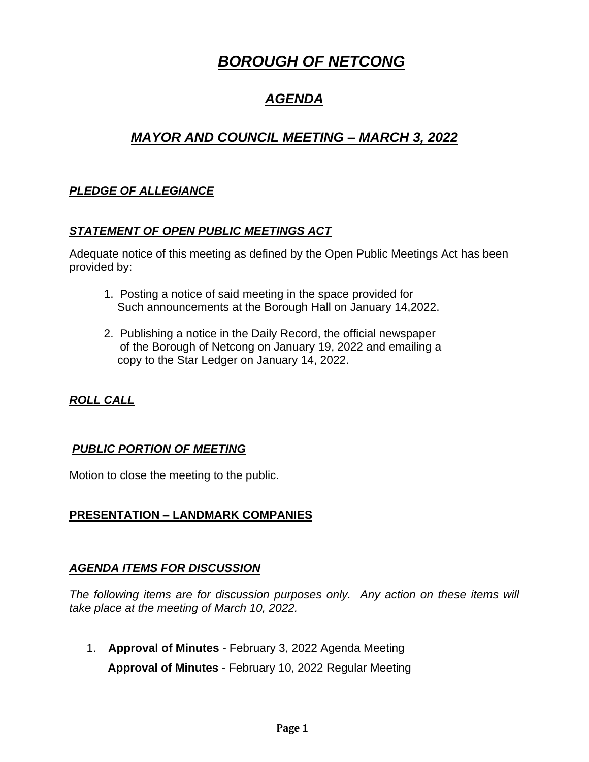# ***BOROUGH OF NETCONG***

## ***AGENDA***

## ***MAYOR AND COUNCIL MEETING – MARCH 3, 2022***

### ***PLEDGE OF ALLEGIANCE***

### ***STATEMENT OF OPEN PUBLIC MEETINGS ACT***

Adequate notice of this meeting as defined by the Open Public Meetings Act has been provided by:

1. Posting a notice of said meeting in the space provided for Such announcements at the Borough Hall on January 14,2022.
2. Publishing a notice in the Daily Record, the official newspaper of the Borough of Netcong on January 19, 2022 and emailing a copy to the Star Ledger on January 14, 2022.

### ***ROLL CALL***

### ***PUBLIC PORTION OF MEETING***

Motion to close the meeting to the public.

### **PRESENTATION – LANDMARK COMPANIES**

### ***AGENDA ITEMS FOR DISCUSSION***

*The following items are for discussion purposes only. Any action on these items will take place at the meeting of March 10, 2022.*

1. **Approval of Minutes** - February 3, 2022 Agenda Meeting

   **Approval of Minutes** - February 10, 2022 Regular Meeting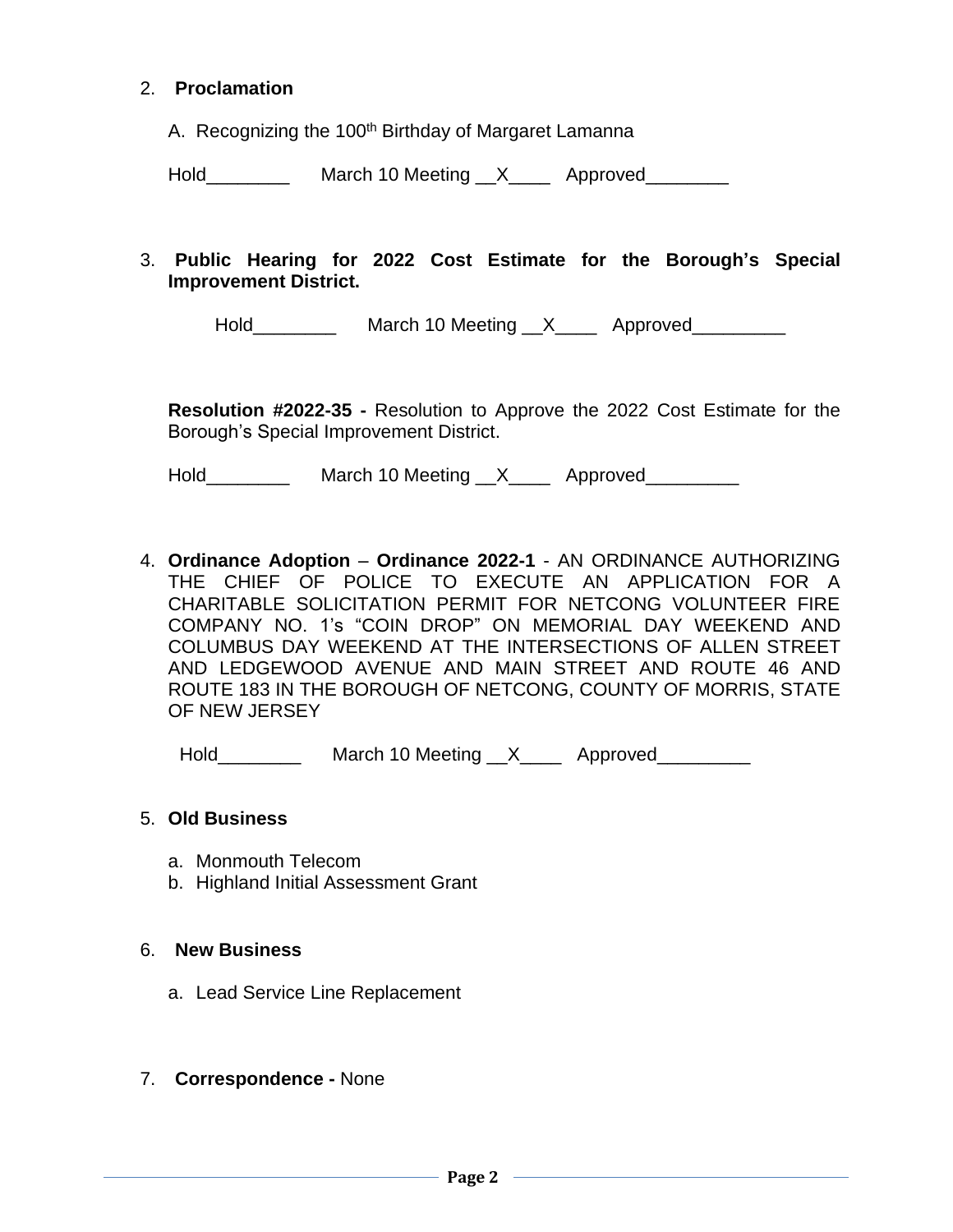2. **Proclamation**

   A. Recognizing the 100th Birthday of Margaret Lamanna

   Hold________ March 10 Meeting __X____ Approved________

3. **Public Hearing for 2022 Cost Estimate for the Borough's Special Improvement District.**

   Hold________ March 10 Meeting __X____ Approved_________

   **Resolution #2022-35 -** Resolution to Approve the 2022 Cost Estimate for the Borough's Special Improvement District.

   Hold________ March 10 Meeting __X____ Approved_________

4. **Ordinance Adoption** – **Ordinance 2022-1** - AN ORDINANCE AUTHORIZING THE CHIEF OF POLICE TO EXECUTE AN APPLICATION FOR A CHARITABLE SOLICITATION PERMIT FOR NETCONG VOLUNTEER FIRE COMPANY NO. 1's "COIN DROP" ON MEMORIAL DAY WEEKEND AND COLUMBUS DAY WEEKEND AT THE INTERSECTIONS OF ALLEN STREET AND LEDGEWOOD AVENUE AND MAIN STREET AND ROUTE 46 AND ROUTE 183 IN THE BOROUGH OF NETCONG, COUNTY OF MORRIS, STATE OF NEW JERSEY

   Hold________ March 10 Meeting __X____ Approved_________

5. **Old Business**

   a. Monmouth Telecom
   b. Highland Initial Assessment Grant

6. **New Business**

   a. Lead Service Line Replacement

7. **Correspondence -** None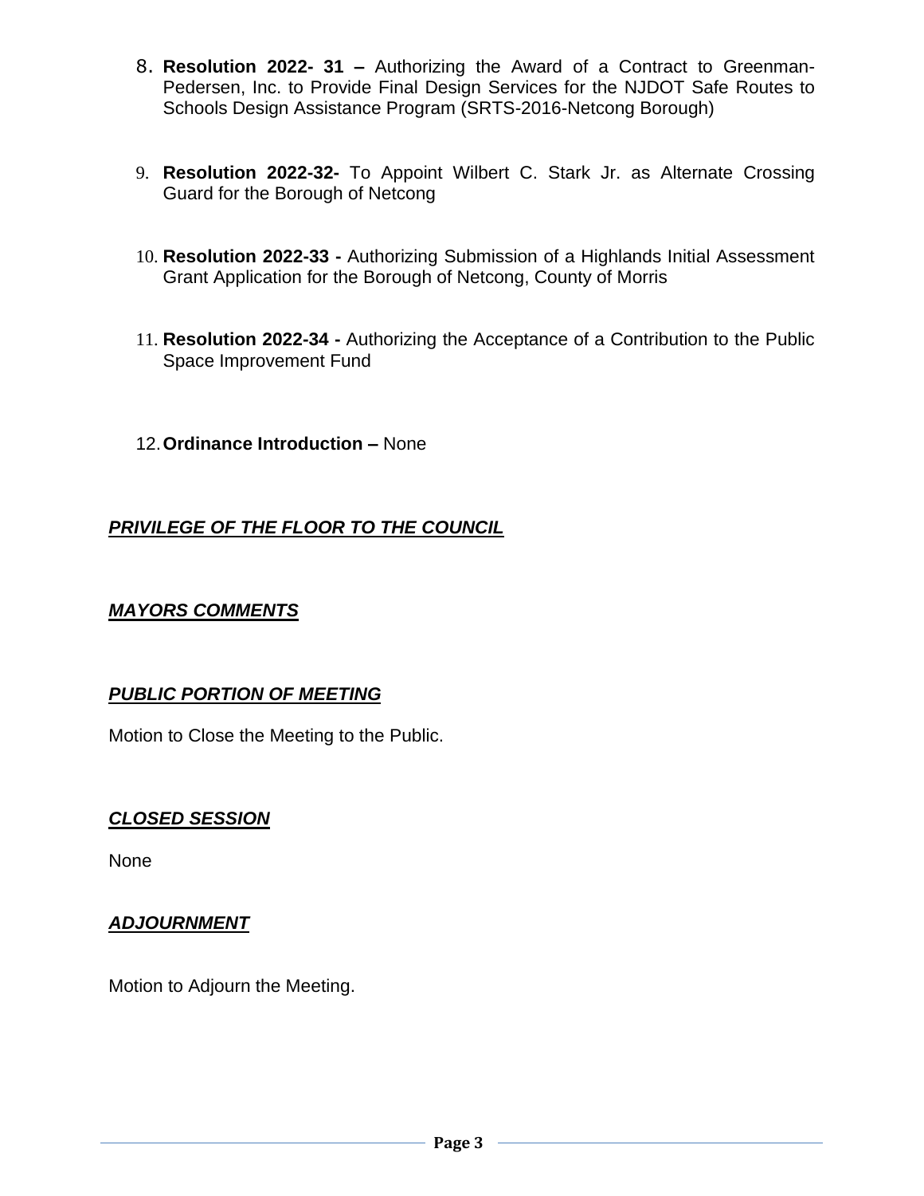8. **Resolution 2022- 31 –** Authorizing the Award of a Contract to Greenman-Pedersen, Inc. to Provide Final Design Services for the NJDOT Safe Routes to Schools Design Assistance Program (SRTS-2016-Netcong Borough)

9. **Resolution 2022-32-** To Appoint Wilbert C. Stark Jr. as Alternate Crossing Guard for the Borough of Netcong

10. **Resolution 2022-33 -** Authorizing Submission of a Highlands Initial Assessment Grant Application for the Borough of Netcong, County of Morris

11. **Resolution 2022-34 -** Authorizing the Acceptance of a Contribution to the Public Space Improvement Fund

12. **Ordinance Introduction –** None

***PRIVILEGE OF THE FLOOR TO THE COUNCIL***

***MAYORS COMMENTS***

***PUBLIC PORTION OF MEETING***

Motion to Close the Meeting to the Public.

***CLOSED SESSION***

None

***ADJOURNMENT***

Motion to Adjourn the Meeting.